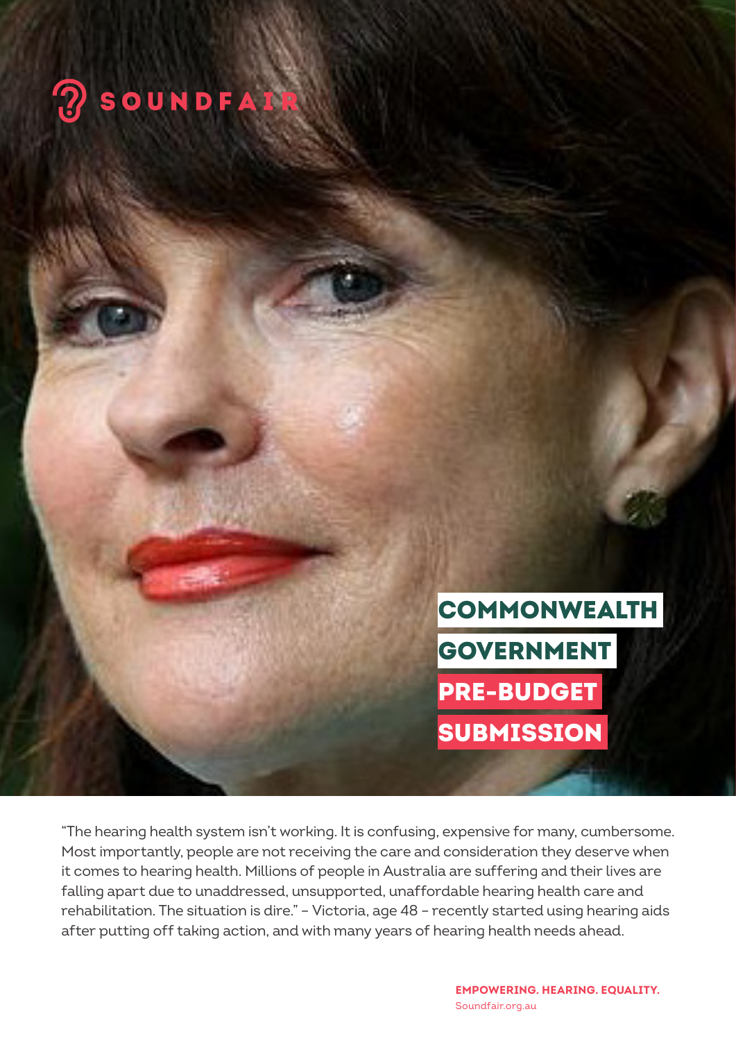SOUNDFAIR

# COMMONWEALTH GOVERNMENT PRE-BUDGET SUBMISSION

"The hearing health system isn't working. It is confusing, expensive for many, cumbersome. Most importantly, people are not receiving the care and consideration they deserve when it comes to hearing health. Millions of people in Australia are suffering and their lives are falling apart due to unaddressed, unsupported, unaffordable hearing health care and rehabilitation. The situation is dire." – Victoria, age 48 – recently started using hearing aids after putting off taking action, and with many years of hearing health needs ahead.

**EMPOWERING. HEARING. EQUALITY.**
Soundfair.org.au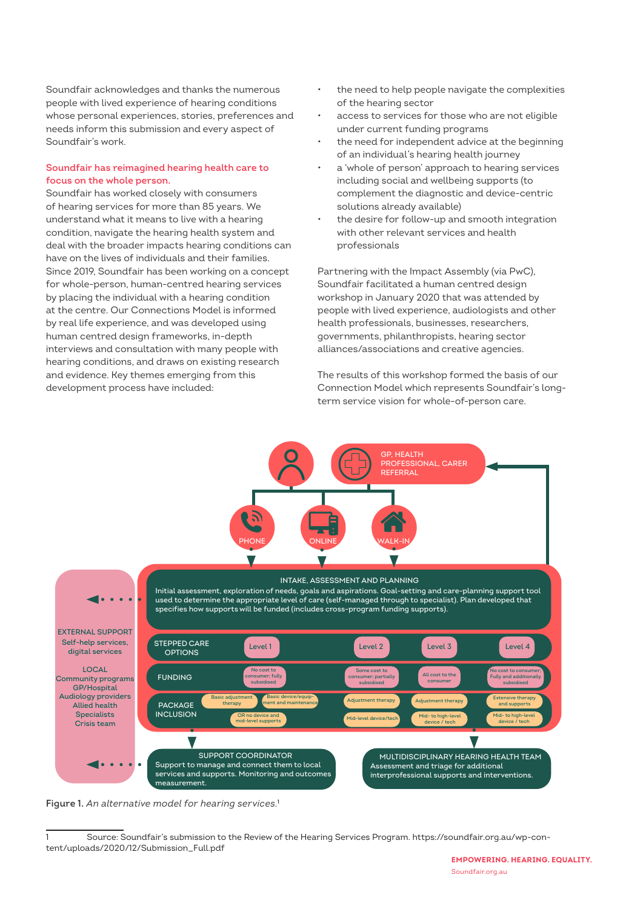Soundfair acknowledges and thanks the numerous people with lived experience of hearing conditions whose personal experiences, stories, preferences and needs inform this submission and every aspect of Soundfair's work.

**Soundfair has reimagined hearing health care to focus on the whole person.**

Soundfair has worked closely with consumers of hearing services for more than 85 years. We understand what it means to live with a hearing condition, navigate the hearing health system and deal with the broader impacts hearing conditions can have on the lives of individuals and their families. Since 2019, Soundfair has been working on a concept for whole-person, human-centred hearing services by placing the individual with a hearing condition at the centre. Our Connections Model is informed by real life experience, and was developed using human centred design frameworks, in-depth interviews and consultation with many people with hearing conditions, and draws on existing research and evidence. Key themes emerging from this development process have included:

- the need to help people navigate the complexities of the hearing sector
- access to services for those who are not eligible under current funding programs
- the need for independent advice at the beginning of an individual's hearing health journey
- a 'whole of person' approach to hearing services including social and wellbeing supports (to complement the diagnostic and device-centric solutions already available)
- the desire for follow-up and smooth integration with other relevant services and health professionals

Partnering with the Impact Assembly (via PwC), Soundfair facilitated a human centred design workshop in January 2020 that was attended by people with lived experience, audiologists and other health professionals, businesses, researchers, governments, philanthropists, hearing sector alliances/associations and creative agencies.

The results of this workshop formed the basis of our Connection Model which represents Soundfair's long-term service vision for whole-of-person care.

GP, HEALTH PROFESSIONAL, CARER REFERRAL

PHONE | ONLINE | WALK-IN

INTAKE, ASSESSMENT AND PLANNING
Initial assessment, exploration of needs, goals and aspirations. Goal-setting and care-planning support tool used to determine the appropriate level of care (self-managed through to specialist). Plan developed that specifies how supports will be funded (includes cross-program funding supports).

| | Level 1 | Level 2 | Level 3 | Level 4 |
|---|---|---|---|---|
| STEPPED CARE OPTIONS | Level 1 | Level 2 | Level 3 | Level 4 |
| FUNDING | No cost to consumer; fully subsidised | Some cost to consumer; partially subsidised | All cost to the consumer | No cost to consumer; Fully and additionally subsidised |
| PACKAGE INCLUSION | Basic adjustment therapy; Basic device/equipment and maintenance; OR no device and mid-level supports | Adjustment therapy; Mid-level device/tech | Adjustment therapy; Mid- to high-level device / tech | Extensive therapy and supports; Mid- to high-level device / tech |

EXTERNAL SUPPORT
Self-help services, digital services

LOCAL
Community programs
GP/Hospital
Audiology providers
Allied health
Specialists
Crisis team

SUPPORT COORDINATOR
Support to manage and connect them to local services and supports. Monitoring and outcomes measurement.

MULTIDISCIPLINARY HEARING HEALTH TEAM
Assessment and triage for additional interprofessional supports and interventions.

**Figure 1.** *An alternative model for hearing services.*[1]

[1] Source: Soundfair's submission to the Review of the Hearing Services Program. https://soundfair.org.au/wp-content/uploads/2020/12/Submission_Full.pdf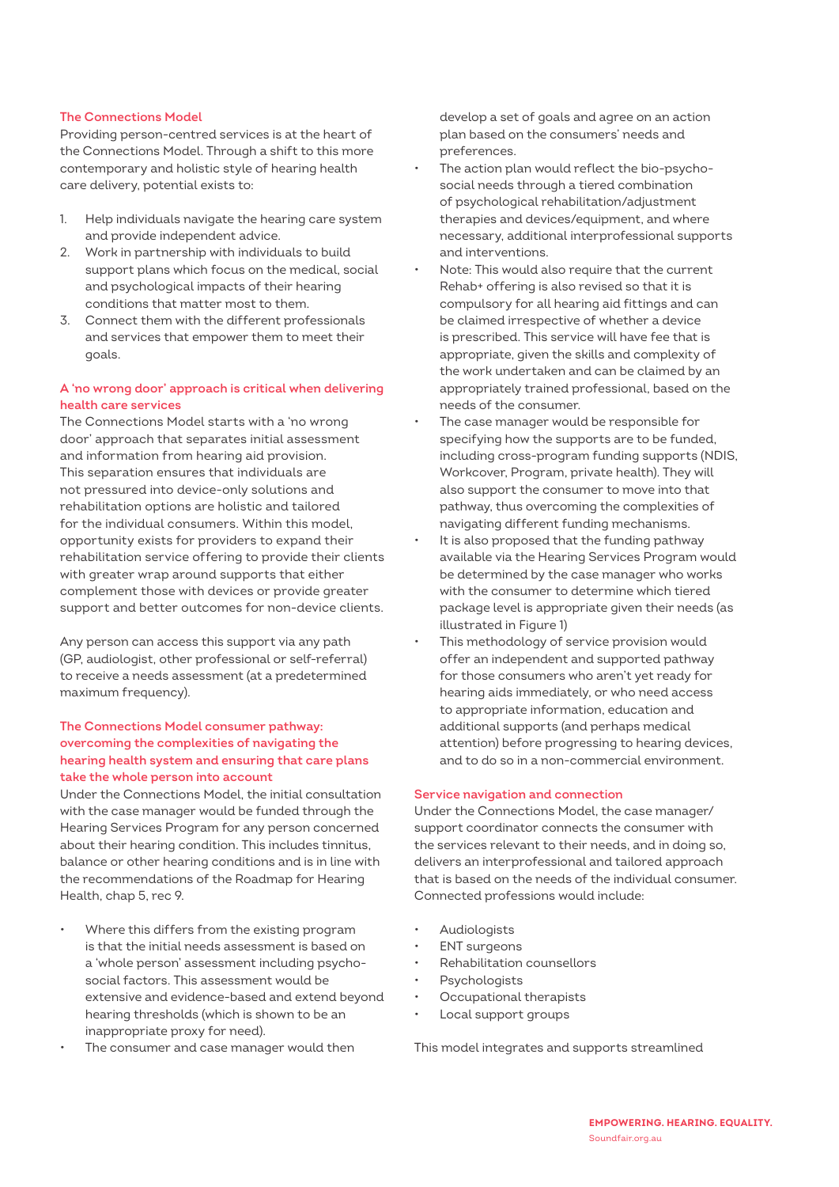## The Connections Model

Providing person-centred services is at the heart of the Connections Model. Through a shift to this more contemporary and holistic style of hearing health care delivery, potential exists to:

1. Help individuals navigate the hearing care system and provide independent advice.
2. Work in partnership with individuals to build support plans which focus on the medical, social and psychological impacts of their hearing conditions that matter most to them.
3. Connect them with the different professionals and services that empower them to meet their goals.

## A 'no wrong door' approach is critical when delivering health care services

The Connections Model starts with a 'no wrong door' approach that separates initial assessment and information from hearing aid provision. This separation ensures that individuals are not pressured into device-only solutions and rehabilitation options are holistic and tailored for the individual consumers. Within this model, opportunity exists for providers to expand their rehabilitation service offering to provide their clients with greater wrap around supports that either complement those with devices or provide greater support and better outcomes for non-device clients.

Any person can access this support via any path (GP, audiologist, other professional or self-referral) to receive a needs assessment (at a predetermined maximum frequency).

## The Connections Model consumer pathway: overcoming the complexities of navigating the hearing health system and ensuring that care plans take the whole person into account

Under the Connections Model, the initial consultation with the case manager would be funded through the Hearing Services Program for any person concerned about their hearing condition. This includes tinnitus, balance or other hearing conditions and is in line with the recommendations of the Roadmap for Hearing Health, chap 5, rec 9.

- Where this differs from the existing program is that the initial needs assessment is based on a 'whole person' assessment including psycho-social factors. This assessment would be extensive and evidence-based and extend beyond hearing thresholds (which is shown to be an inappropriate proxy for need).
- The consumer and case manager would then develop a set of goals and agree on an action plan based on the consumers' needs and preferences.
- The action plan would reflect the bio-psycho-social needs through a tiered combination of psychological rehabilitation/adjustment therapies and devices/equipment, and where necessary, additional interprofessional supports and interventions.
- Note: This would also require that the current Rehab+ offering is also revised so that it is compulsory for all hearing aid fittings and can be claimed irrespective of whether a device is prescribed. This service will have fee that is appropriate, given the skills and complexity of the work undertaken and can be claimed by an appropriately trained professional, based on the needs of the consumer.
- The case manager would be responsible for specifying how the supports are to be funded, including cross-program funding supports (NDIS, Workcover, Program, private health). They will also support the consumer to move into that pathway, thus overcoming the complexities of navigating different funding mechanisms.
- It is also proposed that the funding pathway available via the Hearing Services Program would be determined by the case manager who works with the consumer to determine which tiered package level is appropriate given their needs (as illustrated in Figure 1)
- This methodology of service provision would offer an independent and supported pathway for those consumers who aren't yet ready for hearing aids immediately, or who need access to appropriate information, education and additional supports (and perhaps medical attention) before progressing to hearing devices, and to do so in a non-commercial environment.

## Service navigation and connection

Under the Connections Model, the case manager/support coordinator connects the consumer with the services relevant to their needs, and in doing so, delivers an interprofessional and tailored approach that is based on the needs of the individual consumer. Connected professions would include:

- Audiologists
- ENT surgeons
- Rehabilitation counsellors
- Psychologists
- Occupational therapists
- Local support groups

This model integrates and supports streamlined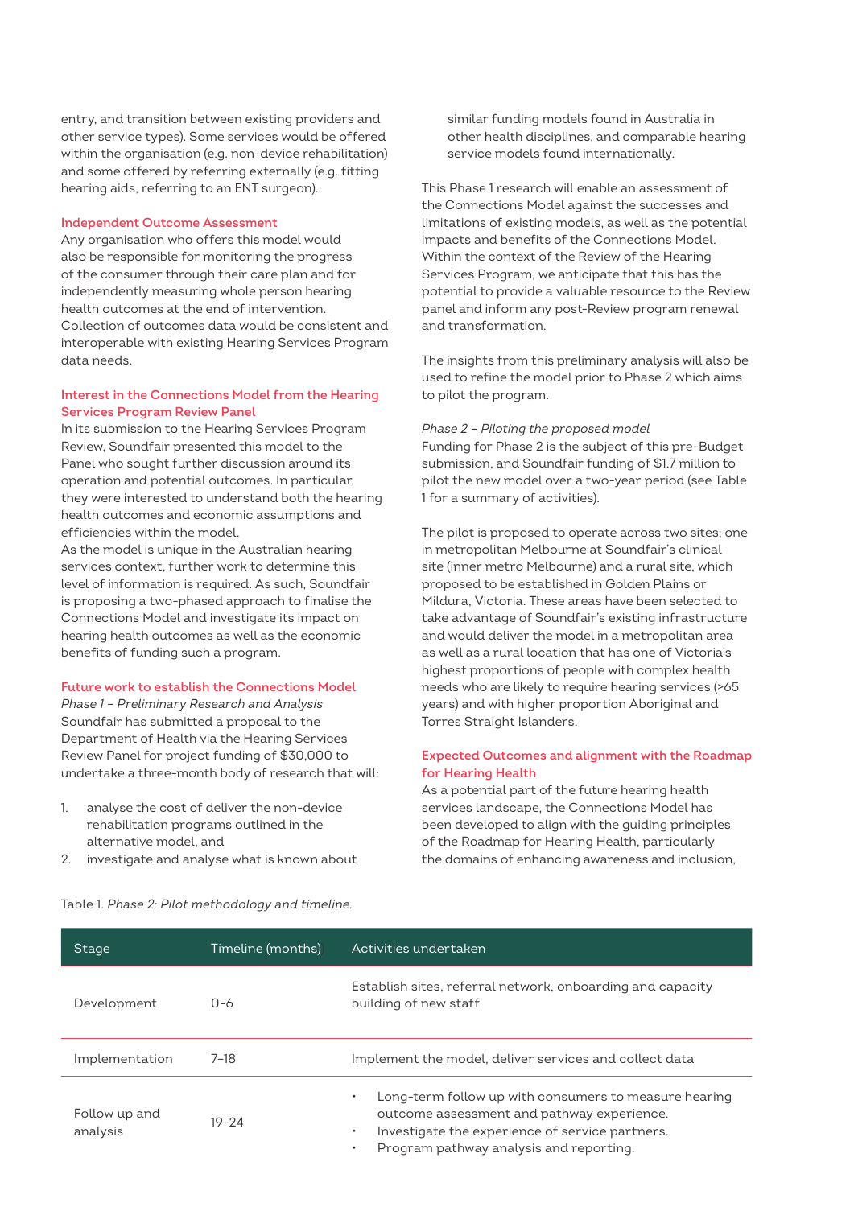entry, and transition between existing providers and other service types). Some services would be offered within the organisation (e.g. non-device rehabilitation) and some offered by referring externally (e.g. fitting hearing aids, referring to an ENT surgeon).

### Independent Outcome Assessment

Any organisation who offers this model would also be responsible for monitoring the progress of the consumer through their care plan and for independently measuring whole person hearing health outcomes at the end of intervention. Collection of outcomes data would be consistent and interoperable with existing Hearing Services Program data needs.

### Interest in the Connections Model from the Hearing Services Program Review Panel

In its submission to the Hearing Services Program Review, Soundfair presented this model to the Panel who sought further discussion around its operation and potential outcomes. In particular, they were interested to understand both the hearing health outcomes and economic assumptions and efficiencies within the model.

As the model is unique in the Australian hearing services context, further work to determine this level of information is required. As such, Soundfair is proposing a two-phased approach to finalise the Connections Model and investigate its impact on hearing health outcomes as well as the economic benefits of funding such a program.

### Future work to establish the Connections Model

*Phase 1 – Preliminary Research and Analysis*

Soundfair has submitted a proposal to the Department of Health via the Hearing Services Review Panel for project funding of $30,000 to undertake a three-month body of research that will:

1. analyse the cost of deliver the non-device rehabilitation programs outlined in the alternative model, and
2. investigate and analyse what is known about similar funding models found in Australia in other health disciplines, and comparable hearing service models found internationally.

This Phase 1 research will enable an assessment of the Connections Model against the successes and limitations of existing models, as well as the potential impacts and benefits of the Connections Model. Within the context of the Review of the Hearing Services Program, we anticipate that this has the potential to provide a valuable resource to the Review panel and inform any post-Review program renewal and transformation.

The insights from this preliminary analysis will also be used to refine the model prior to Phase 2 which aims to pilot the program.

*Phase 2 – Piloting the proposed model*

Funding for Phase 2 is the subject of this pre-Budget submission, and Soundfair funding of $1.7 million to pilot the new model over a two-year period (see Table 1 for a summary of activities).

The pilot is proposed to operate across two sites; one in metropolitan Melbourne at Soundfair's clinical site (inner metro Melbourne) and a rural site, which proposed to be established in Golden Plains or Mildura, Victoria. These areas have been selected to take advantage of Soundfair's existing infrastructure and would deliver the model in a metropolitan area as well as a rural location that has one of Victoria's highest proportions of people with complex health needs who are likely to require hearing services (>65 years) and with higher proportion Aboriginal and Torres Straight Islanders.

### Expected Outcomes and alignment with the Roadmap for Hearing Health

As a potential part of the future hearing health services landscape, the Connections Model has been developed to align with the guiding principles of the Roadmap for Hearing Health, particularly the domains of enhancing awareness and inclusion,

Table 1. *Phase 2: Pilot methodology and timeline.*

| Stage | Timeline (months) | Activities undertaken |
|---|---|---|
| Development | 0-6 | Establish sites, referral network, onboarding and capacity building of new staff |
| Implementation | 7–18 | Implement the model, deliver services and collect data |
| Follow up and analysis | 19–24 | • Long-term follow up with consumers to measure hearing outcome assessment and pathway experience.<br>• Investigate the experience of service partners.<br>• Program pathway analysis and reporting. |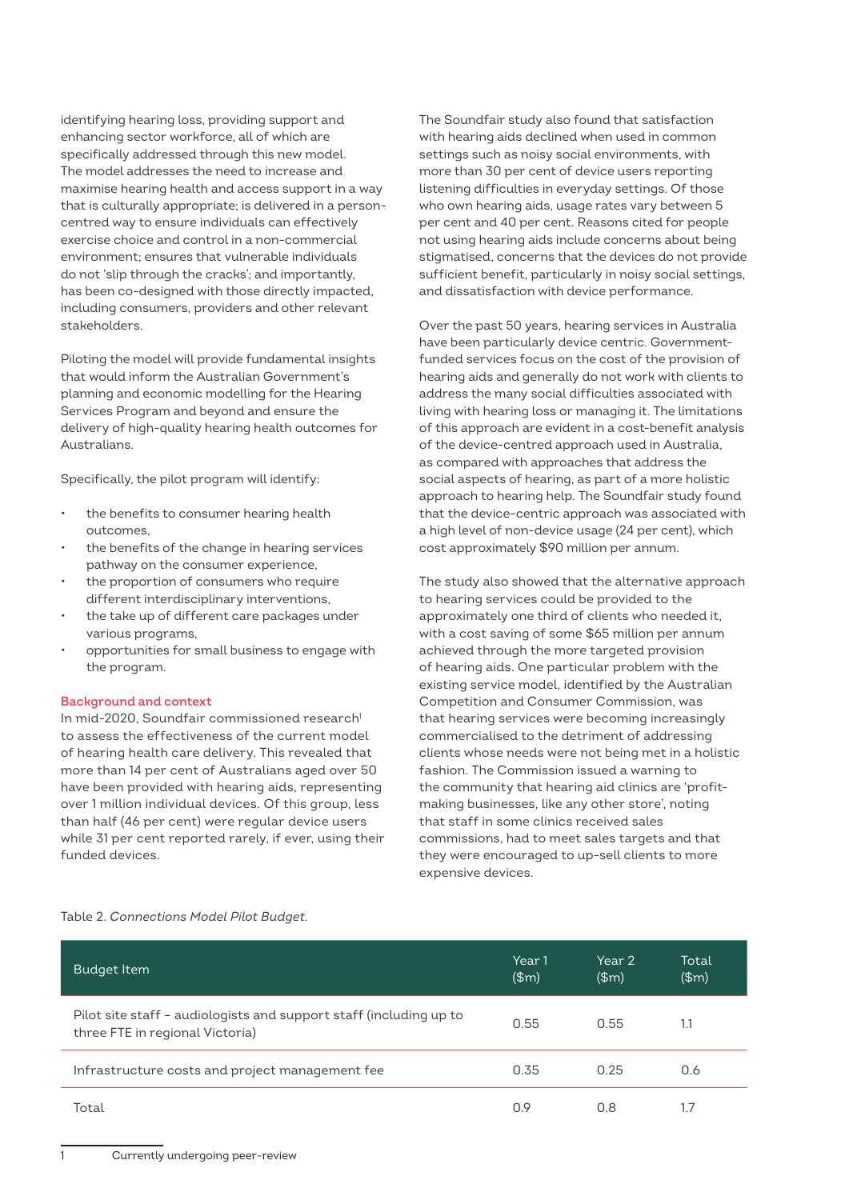identifying hearing loss, providing support and enhancing sector workforce, all of which are specifically addressed through this new model. The model addresses the need to increase and maximise hearing health and access support in a way that is culturally appropriate; is delivered in a person-centred way to ensure individuals can effectively exercise choice and control in a non-commercial environment; ensures that vulnerable individuals do not 'slip through the cracks'; and importantly, has been co-designed with those directly impacted, including consumers, providers and other relevant stakeholders.

Piloting the model will provide fundamental insights that would inform the Australian Government's planning and economic modelling for the Hearing Services Program and beyond and ensure the delivery of high-quality hearing health outcomes for Australians.

Specifically, the pilot program will identify:

- the benefits to consumer hearing health outcomes,
- the benefits of the change in hearing services pathway on the consumer experience,
- the proportion of consumers who require different interdisciplinary interventions,
- the take up of different care packages under various programs,
- opportunities for small business to engage with the program.

## Background and context

In mid-2020, Soundfair commissioned research[1] to assess the effectiveness of the current model of hearing health care delivery. This revealed that more than 14 per cent of Australians aged over 50 have been provided with hearing aids, representing over 1 million individual devices. Of this group, less than half (46 per cent) were regular device users while 31 per cent reported rarely, if ever, using their funded devices.

The Soundfair study also found that satisfaction with hearing aids declined when used in common settings such as noisy social environments, with more than 30 per cent of device users reporting listening difficulties in everyday settings. Of those who own hearing aids, usage rates vary between 5 per cent and 40 per cent. Reasons cited for people not using hearing aids include concerns about being stigmatised, concerns that the devices do not provide sufficient benefit, particularly in noisy social settings, and dissatisfaction with device performance.

Over the past 50 years, hearing services in Australia have been particularly device centric. Government-funded services focus on the cost of the provision of hearing aids and generally do not work with clients to address the many social difficulties associated with living with hearing loss or managing it. The limitations of this approach are evident in a cost-benefit analysis of the device-centred approach used in Australia, as compared with approaches that address the social aspects of hearing, as part of a more holistic approach to hearing help. The Soundfair study found that the device-centric approach was associated with a high level of non-device usage (24 per cent), which cost approximately $90 million per annum.

The study also showed that the alternative approach to hearing services could be provided to the approximately one third of clients who needed it, with a cost saving of some $65 million per annum achieved through the more targeted provision of hearing aids. One particular problem with the existing service model, identified by the Australian Competition and Consumer Commission, was that hearing services were becoming increasingly commercialised to the detriment of addressing clients whose needs were not being met in a holistic fashion. The Commission issued a warning to the community that hearing aid clinics are 'profit-making businesses, like any other store', noting that staff in some clinics received sales commissions, had to meet sales targets and that they were encouraged to up-sell clients to more expensive devices.

Table 2. *Connections Model Pilot Budget.*

| Budget Item | Year 1 ($m) | Year 2 ($m) | Total ($m) |
|---|---|---|---|
| Pilot site staff – audiologists and support staff (including up to three FTE in regional Victoria) | 0.55 | 0.55 | 1.1 |
| Infrastructure costs and project management fee | 0.35 | 0.25 | 0.6 |
| Total | 0.9 | 0.8 | 1.7 |

[1] Currently undergoing peer-review